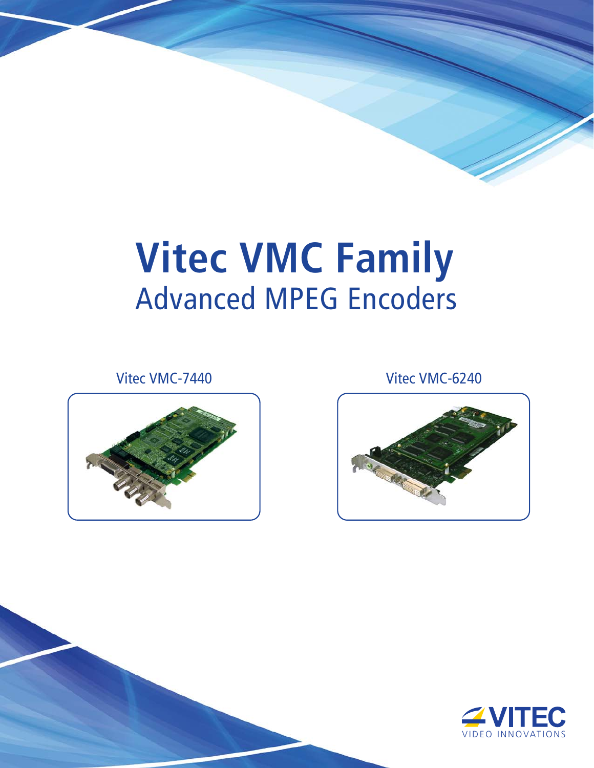# Vitec VMC Family
## Advanced MPEG Encoders

Vitec VMC-7440

Vitec VMC-6240

VITEC
VIDEO INNOVATIONS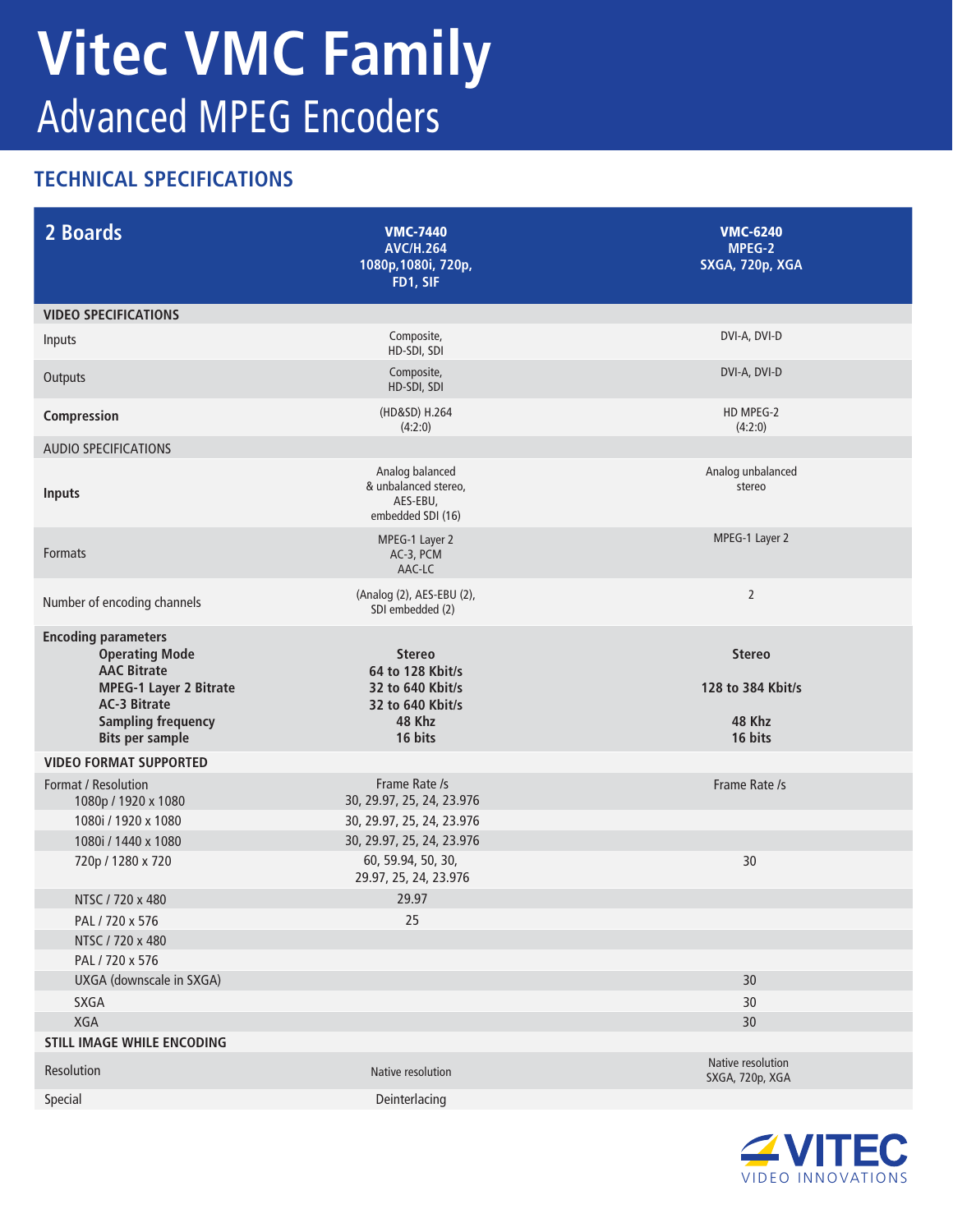# Vitec VMC Family

## Advanced MPEG Encoders

### TECHNICAL SPECIFICATIONS

| 2 Boards | VMC-7440 AVC/H.264 1080p,1080i, 720p, FD1, SIF | VMC-6240 MPEG-2 SXGA, 720p, XGA |
|---|---|---|
| **VIDEO SPECIFICATIONS** | | |
| Inputs | Composite, HD-SDI, SDI | DVI-A, DVI-D |
| Outputs | Composite, HD-SDI, SDI | DVI-A, DVI-D |
| **Compression** | (HD&SD) H.264 (4:2:0) | HD MPEG-2 (4:2:0) |
| AUDIO SPECIFICATIONS | | |
| **Inputs** | Analog balanced & unbalanced stereo, AES-EBU, embedded SDI (16) | Analog unbalanced stereo |
| Formats | MPEG-1 Layer 2 AC-3, PCM AAC-LC | MPEG-1 Layer 2 |
| Number of encoding channels | (Analog (2), AES-EBU (2), SDI embedded (2) | 2 |
| **Encoding parameters** | | |
| **Operating Mode** | **Stereo** | **Stereo** |
| **AAC Bitrate** | **64 to 128 Kbit/s** | |
| **MPEG-1 Layer 2 Bitrate** | **32 to 640 Kbit/s** | **128 to 384 Kbit/s** |
| **AC-3 Bitrate** | **32 to 640 Kbit/s** | |
| **Sampling frequency** | **48 Khz** | **48 Khz** |
| **Bits per sample** | **16 bits** | **16 bits** |
| **VIDEO FORMAT SUPPORTED** | | |
| Format / Resolution | Frame Rate /s | Frame Rate /s |
| 1080p / 1920 x 1080 | 30, 29.97, 25, 24, 23.976 | |
| 1080i / 1920 x 1080 | 30, 29.97, 25, 24, 23.976 | |
| 1080i / 1440 x 1080 | 30, 29.97, 25, 24, 23.976 | |
| 720p / 1280 x 720 | 60, 59.94, 50, 30, 29.97, 25, 24, 23.976 | 30 |
| NTSC / 720 x 480 | 29.97 | |
| PAL / 720 x 576 | 25 | |
| NTSC / 720 x 480 | | |
| PAL / 720 x 576 | | |
| UXGA (downscale in SXGA) | | 30 |
| SXGA | | 30 |
| XGA | | 30 |
| **STILL IMAGE WHILE ENCODING** | | |
| Resolution | Native resolution | Native resolution SXGA, 720p, XGA |
| Special | Deinterlacing | |

VITEC VIDEO INNOVATIONS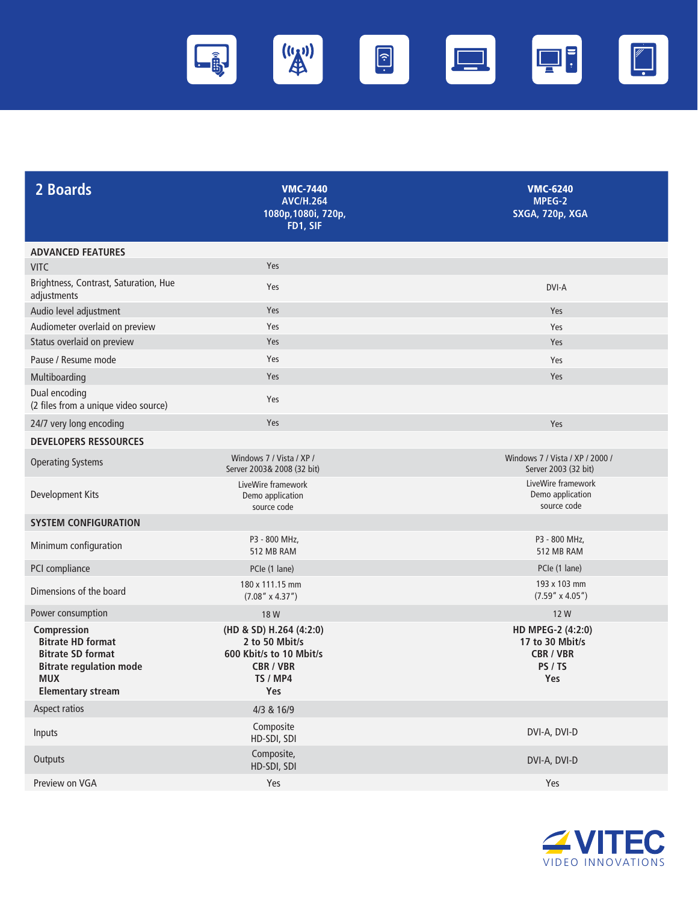| 2 Boards | VMC-7440 AVC/H.264 1080p,1080i, 720p, FD1, SIF | VMC-6240 MPEG-2 SXGA, 720p, XGA |
|---|---|---|
| **ADVANCED FEATURES** | | |
| VITC | Yes | |
| Brightness, Contrast, Saturation, Hue adjustments | Yes | DVI-A |
| Audio level adjustment | Yes | Yes |
| Audiometer overlaid on preview | Yes | Yes |
| Status overlaid on preview | Yes | Yes |
| Pause / Resume mode | Yes | Yes |
| Multiboarding | Yes | Yes |
| Dual encoding (2 files from a unique video source) | Yes | |
| 24/7 very long encoding | Yes | Yes |
| **DEVELOPERS RESSOURCES** | | |
| Operating Systems | Windows 7 / Vista / XP / Server 2003& 2008 (32 bit) | Windows 7 / Vista / XP / 2000 / Server 2003 (32 bit) |
| Development Kits | LiveWire framework Demo application source code | LiveWire framework Demo application source code |
| **SYSTEM CONFIGURATION** | | |
| Minimum configuration | P3 - 800 MHz, 512 MB RAM | P3 - 800 MHz, 512 MB RAM |
| PCI compliance | PCIe (1 lane) | PCIe (1 lane) |
| Dimensions of the board | 180 x 111.15 mm (7.08" x 4.37") | 193 x 103 mm (7.59" x 4.05") |
| Power consumption | 18 W | 12 W |
| **Compression** | **(HD & SD) H.264 (4:2:0)** | **HD MPEG-2 (4:2:0)** |
| **Bitrate HD format** | **2 to 50 Mbit/s** | **17 to 30 Mbit/s** |
| **Bitrate SD format** | **600 Kbit/s to 10 Mbit/s** | **CBR / VBR** |
| **Bitrate regulation mode** | **CBR / VBR** | **PS / TS** |
| **MUX** | **TS / MP4** | **Yes** |
| **Elementary stream** | **Yes** | |
| Aspect ratios | 4/3 & 16/9 | |
| Inputs | Composite HD-SDI, SDI | DVI-A, DVI-D |
| Outputs | Composite, HD-SDI, SDI | DVI-A, DVI-D |
| Preview on VGA | Yes | Yes |

VITEC VIDEO INNOVATIONS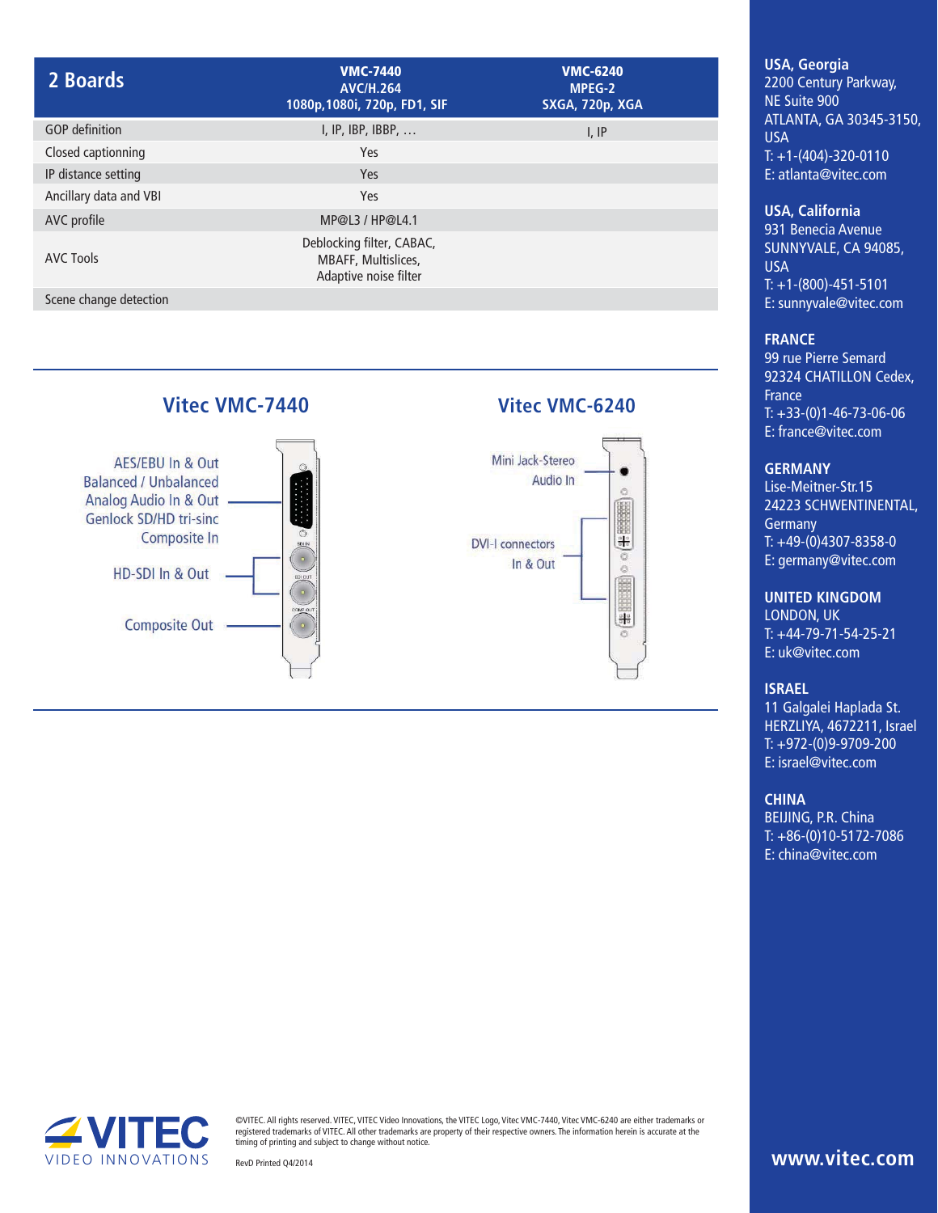| 2 Boards | VMC-7440<br>AVC/H.264<br>1080p,1080i, 720p, FD1, SIF | VMC-6240<br>MPEG-2<br>SXGA, 720p, XGA |
|---|---|---|
| GOP definition | I, IP, IBP, IBBP, … | I, IP |
| Closed captionning | Yes | |
| IP distance setting | Yes | |
| Ancillary data and VBI | Yes | |
| AVC profile | MP@L3 / HP@L4.1 | |
| AVC Tools | Deblocking filter, CABAC,<br>MBAFF, Multislices,<br>Adaptive noise filter | |
| Scene change detection | | |

## Vitec VMC-7440

AES/EBU In & Out
Balanced / Unbalanced
Analog Audio In & Out
Genlock SD/HD tri-sinc
Composite In

HD-SDI In & Out

Composite Out

## Vitec VMC-6240

Mini Jack-Stereo
Audio In

DVI-I connectors
In & Out

**USA, Georgia**
2200 Century Parkway,
NE Suite 900
ATLANTA, GA 30345-3150,
USA
T: +1-(404)-320-0110
E: atlanta@vitec.com

**USA, California**
931 Benecia Avenue
SUNNYVALE, CA 94085,
USA
T: +1-(800)-451-5101
E: sunnyvale@vitec.com

**FRANCE**
99 rue Pierre Semard
92324 CHATILLON Cedex,
France
T: +33-(0)1-46-73-06-06
E: france@vitec.com

**GERMANY**
Lise-Meitner-Str.15
24223 SCHWENTINENTAL,
Germany
T: +49-(0)4307-8358-0
E: germany@vitec.com

**UNITED KINGDOM**
LONDON, UK
T: +44-79-71-54-25-21
E: uk@vitec.com

**ISRAEL**
11 Galgalei Haplada St.
HERZLIYA, 4672211, Israel
T: +972-(0)9-9709-200
E: israel@vitec.com

**CHINA**
BEIJING, P.R. China
T: +86-(0)10-5172-7086
E: china@vitec.com

VITEC VIDEO INNOVATIONS

©VITEC. All rights reserved. VITEC, VITEC Video Innovations, the VITEC Logo, Vitec VMC-7440, Vitec VMC-6240 are either trademarks or registered trademarks of VITEC. All other trademarks are property of their respective owners. The information herein is accurate at the timing of printing and subject to change without notice.

RevD Printed Q4/2014

**www.vitec.com**